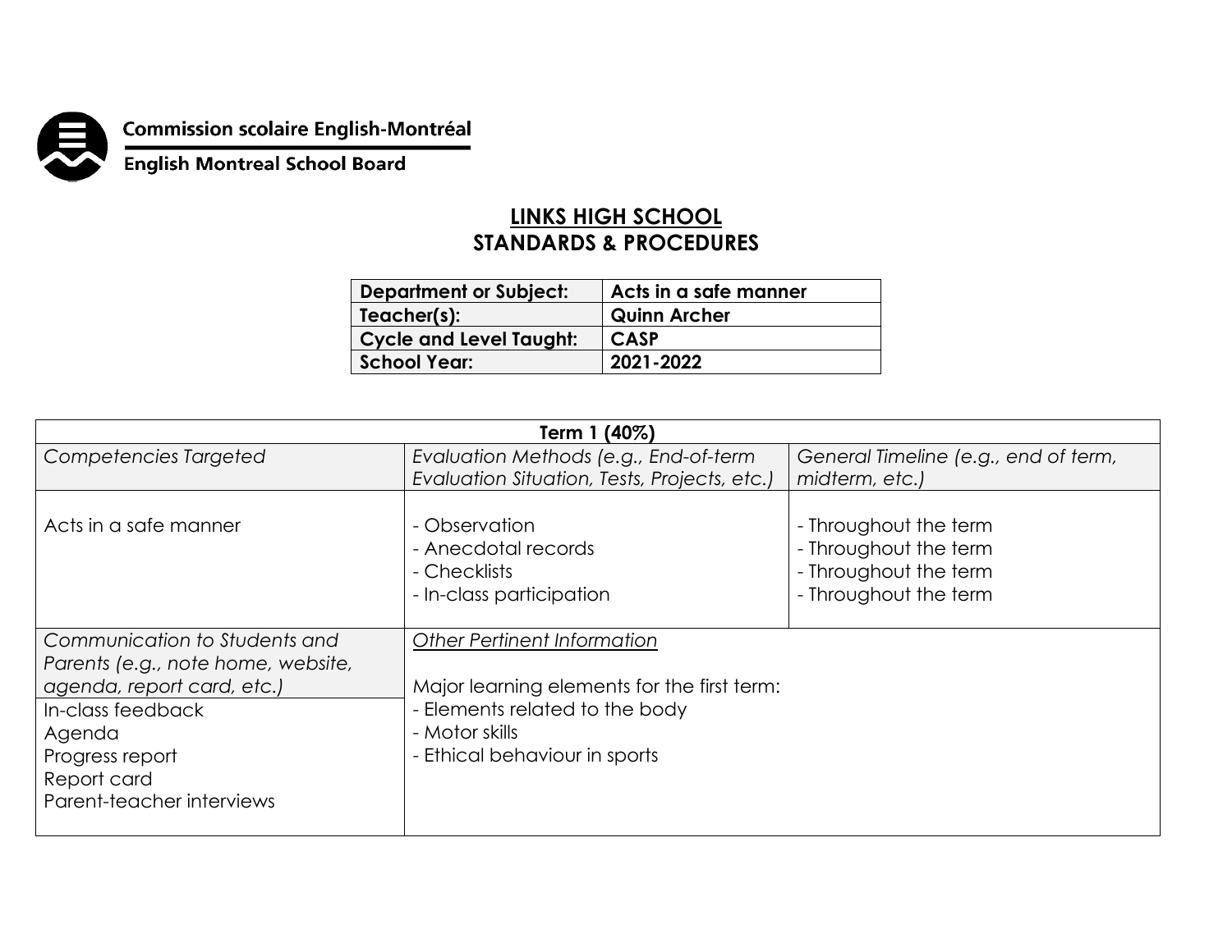Commission scolaire English-Montréal

English Montreal School Board

# LINKS HIGH SCHOOL
## STANDARDS & PROCEDURES

| Department or Subject: | Acts in a safe manner |
| --- | --- |
| Teacher(s): | Quinn Archer |
| Cycle and Level Taught: | CASP |
| School Year: | 2021-2022 |

| Term 1 (40%) | | |
| --- | --- | --- |
| *Competencies Targeted* | *Evaluation Methods (e.g., End-of-term Evaluation Situation, Tests, Projects, etc.)* | *General Timeline (e.g., end of term, midterm, etc.)* |
| Acts in a safe manner | - Observation<br>- Anecdotal records<br>- Checklists<br>- In-class participation | - Throughout the term<br>- Throughout the term<br>- Throughout the term<br>- Throughout the term |
| *Communication to Students and Parents (e.g., note home, website, agenda, report card, etc.)* | *Other Pertinent Information*<br><br>Major learning elements for the first term:<br>- Elements related to the body<br>- Motor skills<br>- Ethical behaviour in sports | |
| In-class feedback<br>Agenda<br>Progress report<br>Report card<br>Parent-teacher interviews | | |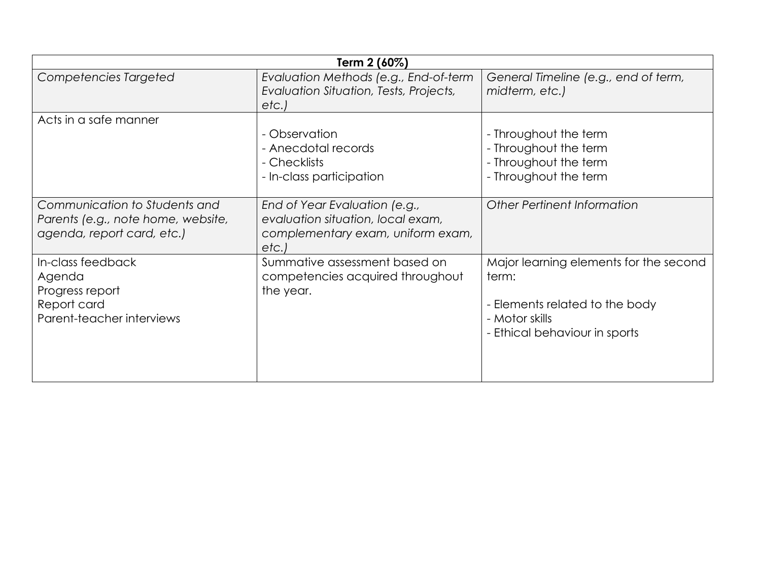| Term 2 (60%) | | |
|---|---|---|
| *Competencies Targeted* | *Evaluation Methods (e.g., End-of-term Evaluation Situation, Tests, Projects, etc.)* | *General Timeline (e.g., end of term, midterm, etc.)* |
| Acts in a safe manner | - Observation<br>- Anecdotal records<br>- Checklists<br>- In-class participation | - Throughout the term<br>- Throughout the term<br>- Throughout the term<br>- Throughout the term |
| *Communication to Students and Parents (e.g., note home, website, agenda, report card, etc.)* | *End of Year Evaluation (e.g., evaluation situation, local exam, complementary exam, uniform exam, etc.)* | *Other Pertinent Information* |
| In-class feedback<br>Agenda<br>Progress report<br>Report card<br>Parent-teacher interviews | Summative assessment based on competencies acquired throughout the year. | Major learning elements for the second term:<br><br>- Elements related to the body<br>- Motor skills<br>- Ethical behaviour in sports |